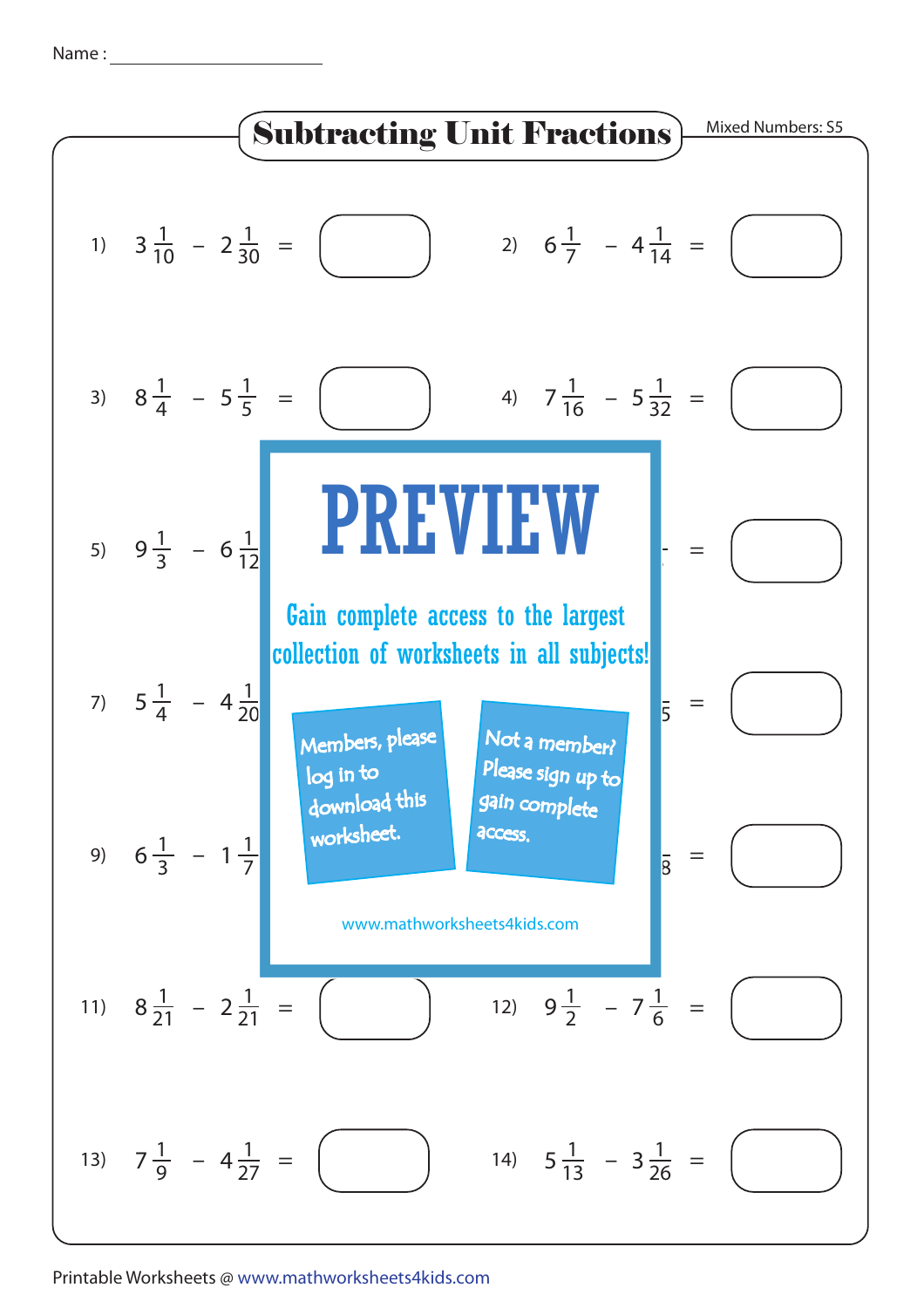Name : ______________________

# Subtracting Unit Fractions

Mixed Numbers: S5

1) $3\frac{1}{10} - 2\frac{1}{30} =$

2) $6\frac{1}{7} - 4\frac{1}{14} =$

3) $8\frac{1}{4} - 5\frac{1}{5} =$

4) $7\frac{1}{16} - 5\frac{1}{32} =$

5) $9\frac{1}{3} - 6\frac{1}{12}$

6) $=$

7) $5\frac{1}{4} - 4\frac{1}{20}$

8) $=$

9) $6\frac{1}{3} - 1\frac{1}{7}$

10) $=$

11) $8\frac{1}{21} - 2\frac{1}{21} =$

12) $9\frac{1}{2} - 7\frac{1}{6} =$

13) $7\frac{1}{9} - 4\frac{1}{27} =$

14) $5\frac{1}{13} - 3\frac{1}{26} =$

**PREVIEW**

Gain complete access to the largest collection of worksheets in all subjects!

Members, please log in to download this worksheet.

Not a member? Please sign up to gain complete access.

www.mathworksheets4kids.com

Printable Worksheets @ www.mathworksheets4kids.com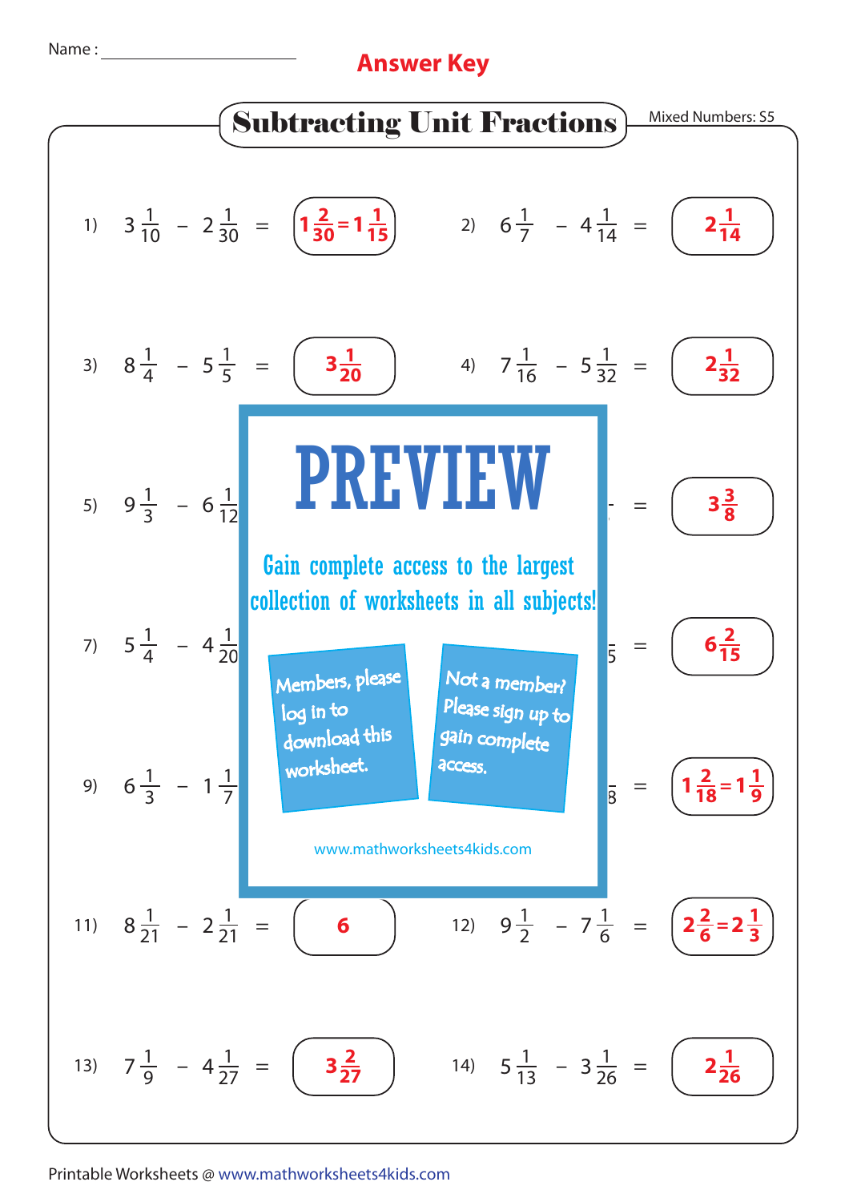Name :

**Answer Key**

# Subtracting Unit Fractions

Mixed Numbers: S5

1) $3\frac{1}{10} - 2\frac{1}{30} =$ **$1\frac{2}{30} = 1\frac{1}{15}$**

2) $6\frac{1}{7} - 4\frac{1}{14} =$ **$2\frac{1}{14}$**

3) $8\frac{1}{4} - 5\frac{1}{5} =$ **$3\frac{1}{20}$**

4) $7\frac{1}{16} - 5\frac{1}{32} =$ **$2\frac{1}{32}$**

5) $9\frac{1}{3} - 6\frac{1}{12}$

6) = **$3\frac{3}{8}$**

7) $5\frac{1}{4} - 4\frac{1}{20}$

8) = **$6\frac{2}{15}$**

9) $6\frac{1}{3} - 1\frac{1}{7}$

10) = **$1\frac{2}{18} = 1\frac{1}{9}$**

11) $8\frac{1}{21} - 2\frac{1}{21} =$ **6**

12) $9\frac{1}{2} - 7\frac{1}{6} =$ **$2\frac{2}{6} = 2\frac{1}{3}$**

13) $7\frac{1}{9} - 4\frac{1}{27} =$ **$3\frac{2}{27}$**

14) $5\frac{1}{13} - 3\frac{1}{26} =$ **$2\frac{1}{26}$**

PREVIEW

Gain complete access to the largest collection of worksheets in all subjects!

Members, please log in to download this worksheet.

Not a member? Please sign up to gain complete access.

www.mathworksheets4kids.com

Printable Worksheets @ www.mathworksheets4kids.com